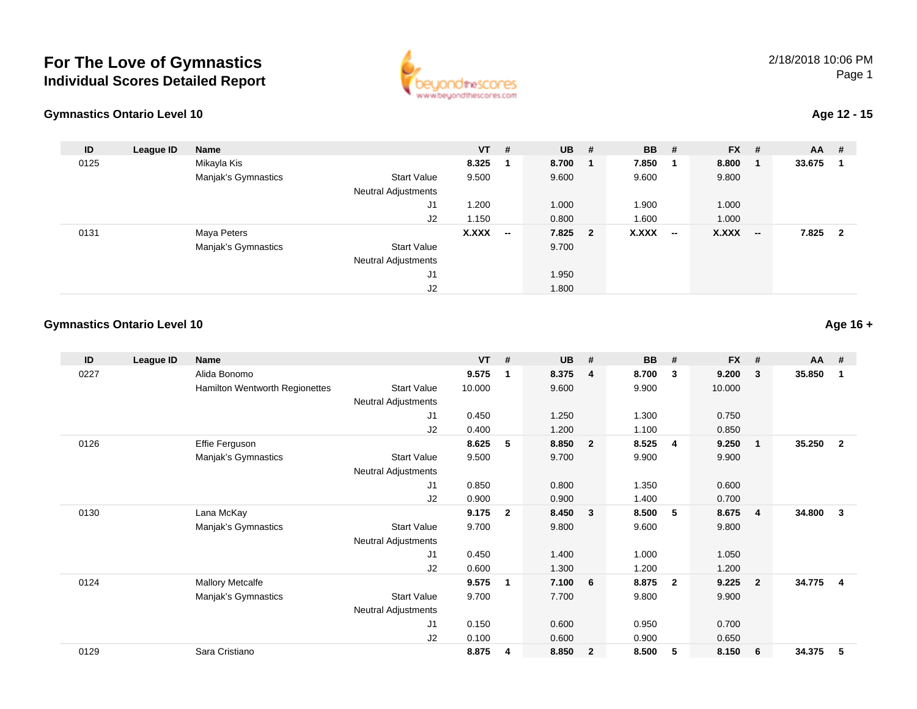# For The Love of Gymnastics
## Individual Scores Detailed Report

2/18/2018 10:06 PM

### Gymnastics Ontario Level 10 — Age 12 - 15

| ID | League ID | Name | | VT | # | UB | # | BB | # | FX | # | AA | # |
|---|---|---|---|---|---|---|---|---|---|---|---|---|---|
| 0125 | | Mikayla Kis | | **8.325** | **1** | **8.700** | **1** | **7.850** | **1** | **8.800** | **1** | **33.675** | **1** |
| | | Manjak's Gymnastics | Start Value | 9.500 | | 9.600 | | 9.600 | | 9.800 | | | |
| | | | Neutral Adjustments | | | | | | | | | | |
| | | | J1 | 1.200 | | 1.000 | | 1.900 | | 1.000 | | | |
| | | | J2 | 1.150 | | 0.800 | | 1.600 | | 1.000 | | | |
| 0131 | | Maya Peters | | **X.XXX** | **--** | **7.825** | **2** | **X.XXX** | **--** | **X.XXX** | **--** | **7.825** | **2** |
| | | Manjak's Gymnastics | Start Value | | | 9.700 | | | | | | | |
| | | | Neutral Adjustments | | | | | | | | | | |
| | | | J1 | | | 1.950 | | | | | | | |
| | | | J2 | | | 1.800 | | | | | | | |

### Gymnastics Ontario Level 10 — Age 16 +

| ID | League ID | Name | | VT | # | UB | # | BB | # | FX | # | AA | # |
|---|---|---|---|---|---|---|---|---|---|---|---|---|---|
| 0227 | | Alida Bonomo | | **9.575** | **1** | **8.375** | **4** | **8.700** | **3** | **9.200** | **3** | **35.850** | **1** |
| | | Hamilton Wentworth Regionettes | Start Value | 10.000 | | 9.600 | | 9.900 | | 10.000 | | | |
| | | | Neutral Adjustments | | | | | | | | | | |
| | | | J1 | 0.450 | | 1.250 | | 1.300 | | 0.750 | | | |
| | | | J2 | 0.400 | | 1.200 | | 1.100 | | 0.850 | | | |
| 0126 | | Effie Ferguson | | **8.625** | **5** | **8.850** | **2** | **8.525** | **4** | **9.250** | **1** | **35.250** | **2** |
| | | Manjak's Gymnastics | Start Value | 9.500 | | 9.700 | | 9.900 | | 9.900 | | | |
| | | | Neutral Adjustments | | | | | | | | | | |
| | | | J1 | 0.850 | | 0.800 | | 1.350 | | 0.600 | | | |
| | | | J2 | 0.900 | | 0.900 | | 1.400 | | 0.700 | | | |
| 0130 | | Lana McKay | | **9.175** | **2** | **8.450** | **3** | **8.500** | **5** | **8.675** | **4** | **34.800** | **3** |
| | | Manjak's Gymnastics | Start Value | 9.700 | | 9.800 | | 9.600 | | 9.800 | | | |
| | | | Neutral Adjustments | | | | | | | | | | |
| | | | J1 | 0.450 | | 1.400 | | 1.000 | | 1.050 | | | |
| | | | J2 | 0.600 | | 1.300 | | 1.200 | | 1.200 | | | |
| 0124 | | Mallory Metcalfe | | **9.575** | **1** | **7.100** | **6** | **8.875** | **2** | **9.225** | **2** | **34.775** | **4** |
| | | Manjak's Gymnastics | Start Value | 9.700 | | 7.700 | | 9.800 | | 9.900 | | | |
| | | | Neutral Adjustments | | | | | | | | | | |
| | | | J1 | 0.150 | | 0.600 | | 0.950 | | 0.700 | | | |
| | | | J2 | 0.100 | | 0.600 | | 0.900 | | 0.650 | | | |
| 0129 | | Sara Cristiano | | **8.875** | **4** | **8.850** | **2** | **8.500** | **5** | **8.150** | **6** | **34.375** | **5** |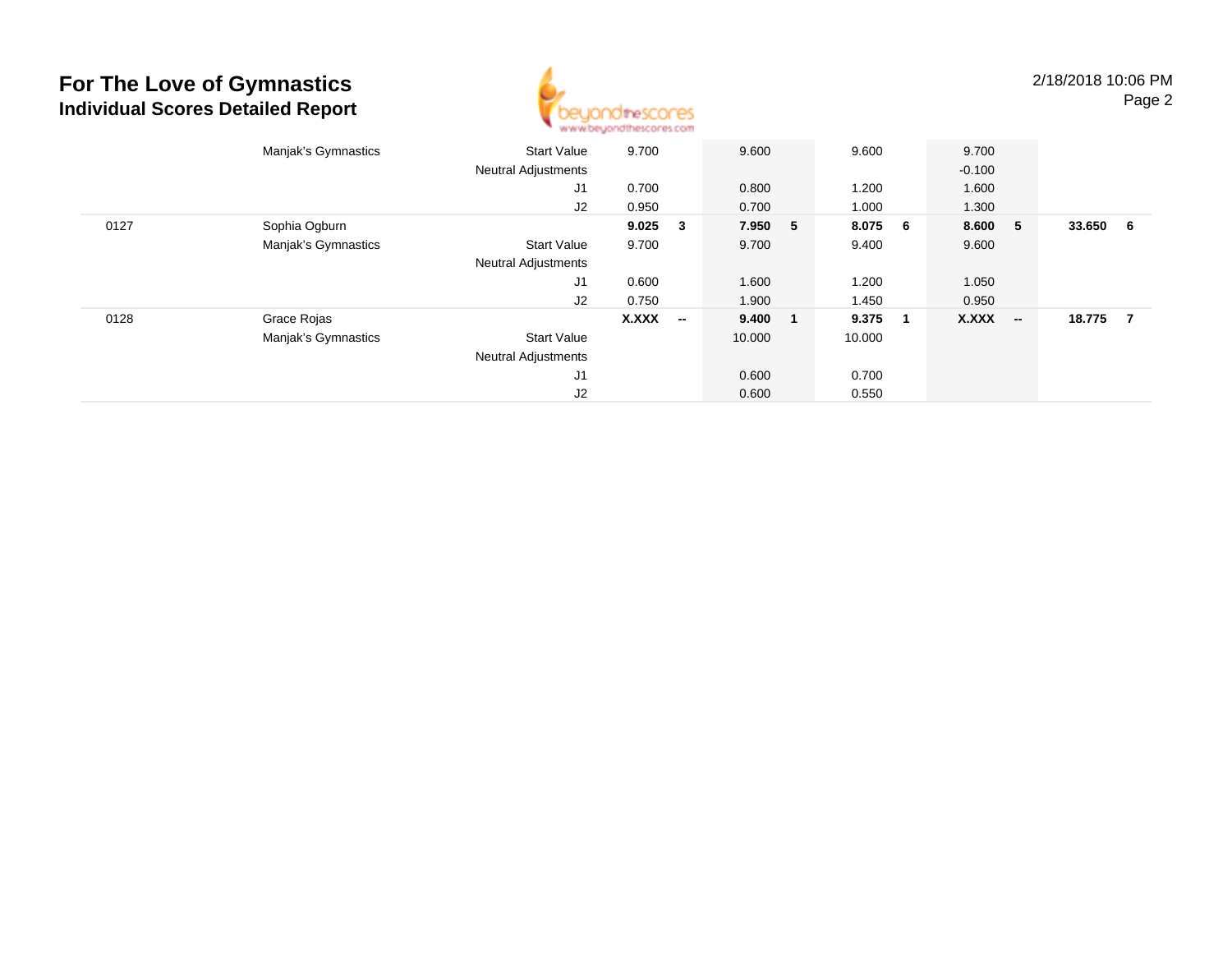# For The Love of Gymnastics
## Individual Scores Detailed Report

2/18/2018 10:06 PM

| | | | | | | | | | | | | |
|---|---|---|---|---|---|---|---|---|---|---|---|---|
| | Manjak's Gymnastics | Start Value | 9.700 | | 9.600 | | 9.600 | | 9.700 | | | |
| | | Neutral Adjustments | | | | | | | -0.100 | | | |
| | | J1 | 0.700 | | 0.800 | | 1.200 | | 1.600 | | | |
| | | J2 | 0.950 | | 0.700 | | 1.000 | | 1.300 | | | |
| 0127 | Sophia Ogburn | | **9.025** | **3** | **7.950** | **5** | **8.075** | **6** | **8.600** | **5** | **33.650** | **6** |
| | Manjak's Gymnastics | Start Value | 9.700 | | 9.700 | | 9.400 | | 9.600 | | | |
| | | Neutral Adjustments | | | | | | | | | | |
| | | J1 | 0.600 | | 1.600 | | 1.200 | | 1.050 | | | |
| | | J2 | 0.750 | | 1.900 | | 1.450 | | 0.950 | | | |
| 0128 | Grace Rojas | | **X.XXX** | **--** | **9.400** | **1** | **9.375** | **1** | **X.XXX** | **--** | **18.775** | **7** |
| | Manjak's Gymnastics | Start Value | | | 10.000 | | 10.000 | | | | | |
| | | Neutral Adjustments | | | | | | | | | | |
| | | J1 | | | 0.600 | | 0.700 | | | | | |
| | | J2 | | | 0.600 | | 0.550 | | | | | |